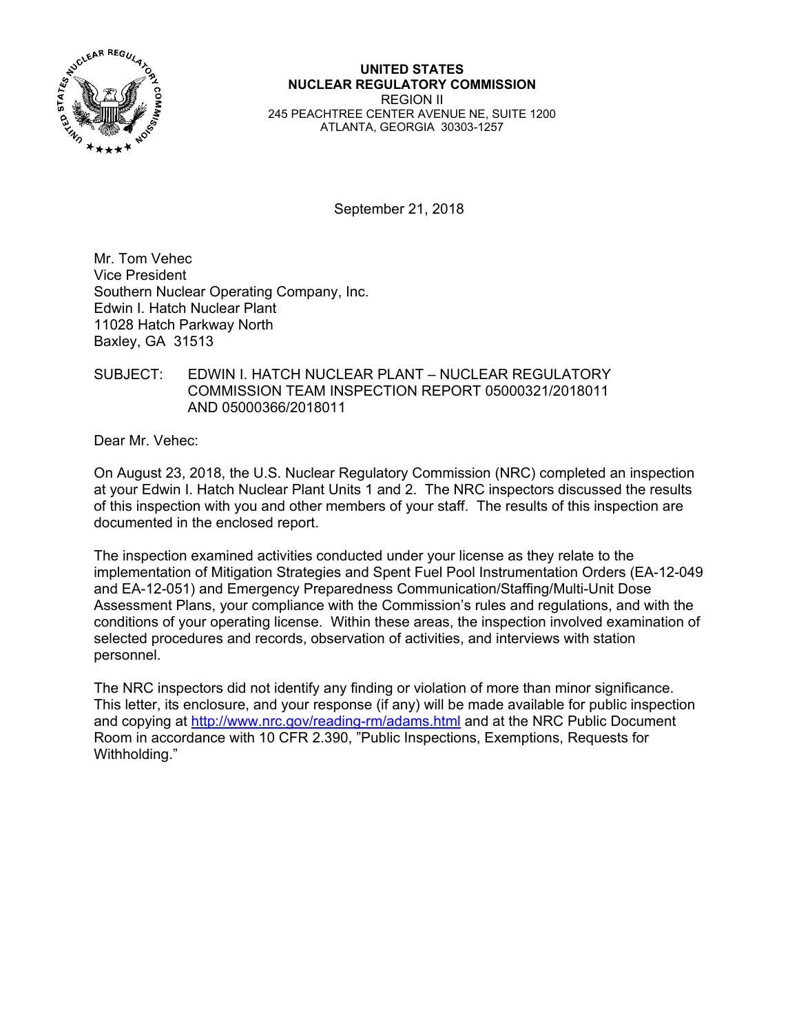**UNITED STATES**
**NUCLEAR REGULATORY COMMISSION**
REGION II
245 PEACHTREE CENTER AVENUE NE, SUITE 1200
ATLANTA, GEORGIA 30303-1257

September 21, 2018

Mr. Tom Vehec
Vice President
Southern Nuclear Operating Company, Inc.
Edwin I. Hatch Nuclear Plant
11028 Hatch Parkway North
Baxley, GA 31513

SUBJECT: EDWIN I. HATCH NUCLEAR PLANT – NUCLEAR REGULATORY COMMISSION TEAM INSPECTION REPORT 05000321/2018011 AND 05000366/2018011

Dear Mr. Vehec:

On August 23, 2018, the U.S. Nuclear Regulatory Commission (NRC) completed an inspection at your Edwin I. Hatch Nuclear Plant Units 1 and 2. The NRC inspectors discussed the results of this inspection with you and other members of your staff. The results of this inspection are documented in the enclosed report.

The inspection examined activities conducted under your license as they relate to the implementation of Mitigation Strategies and Spent Fuel Pool Instrumentation Orders (EA-12-049 and EA-12-051) and Emergency Preparedness Communication/Staffing/Multi-Unit Dose Assessment Plans, your compliance with the Commission's rules and regulations, and with the conditions of your operating license. Within these areas, the inspection involved examination of selected procedures and records, observation of activities, and interviews with station personnel.

The NRC inspectors did not identify any finding or violation of more than minor significance. This letter, its enclosure, and your response (if any) will be made available for public inspection and copying at http://www.nrc.gov/reading-rm/adams.html and at the NRC Public Document Room in accordance with 10 CFR 2.390, "Public Inspections, Exemptions, Requests for Withholding."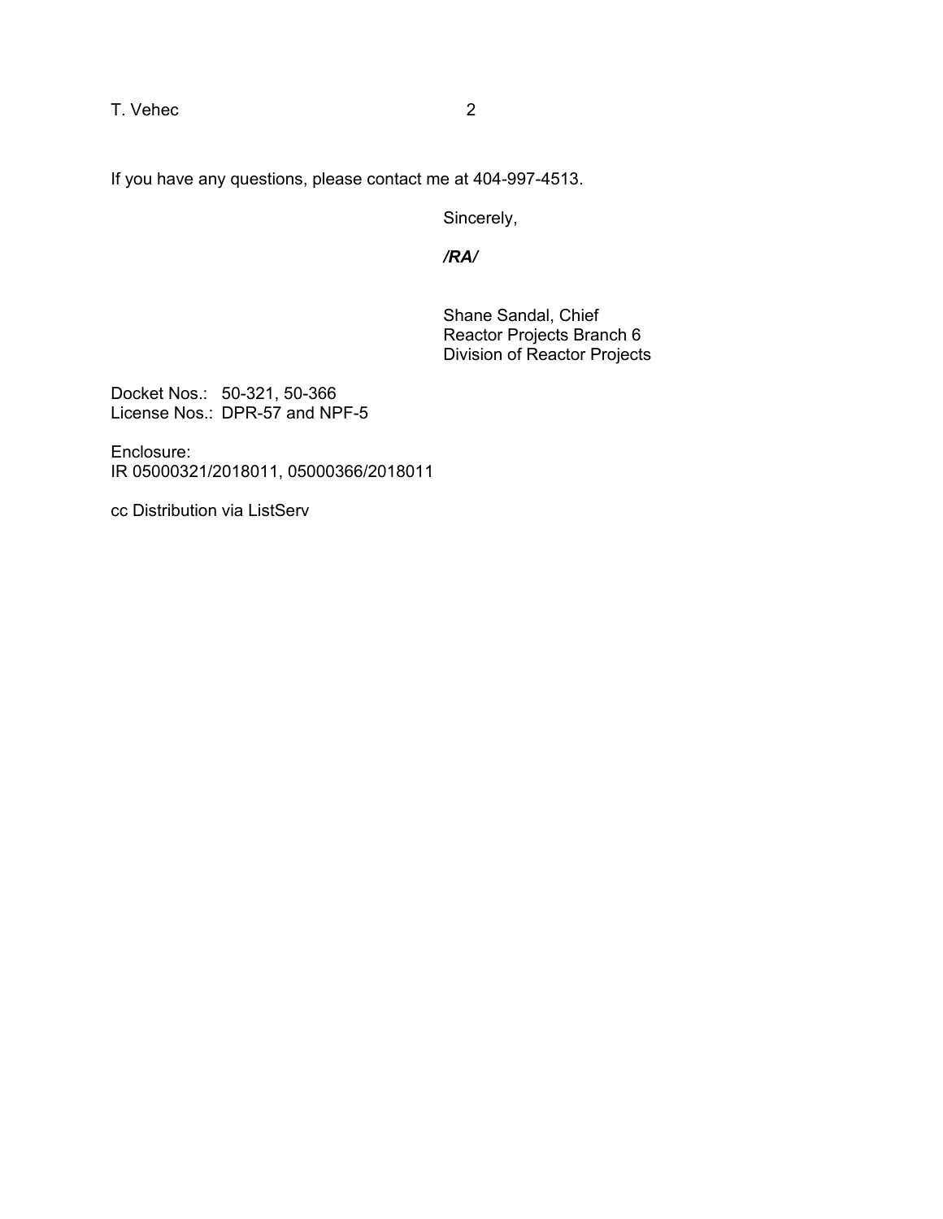If you have any questions, please contact me at 404-997-4513.

Sincerely,

***/RA/***

Shane Sandal, Chief
Reactor Projects Branch 6
Division of Reactor Projects

Docket Nos.: 50-321, 50-366
License Nos.: DPR-57 and NPF-5

Enclosure:
IR 05000321/2018011, 05000366/2018011

cc Distribution via ListServ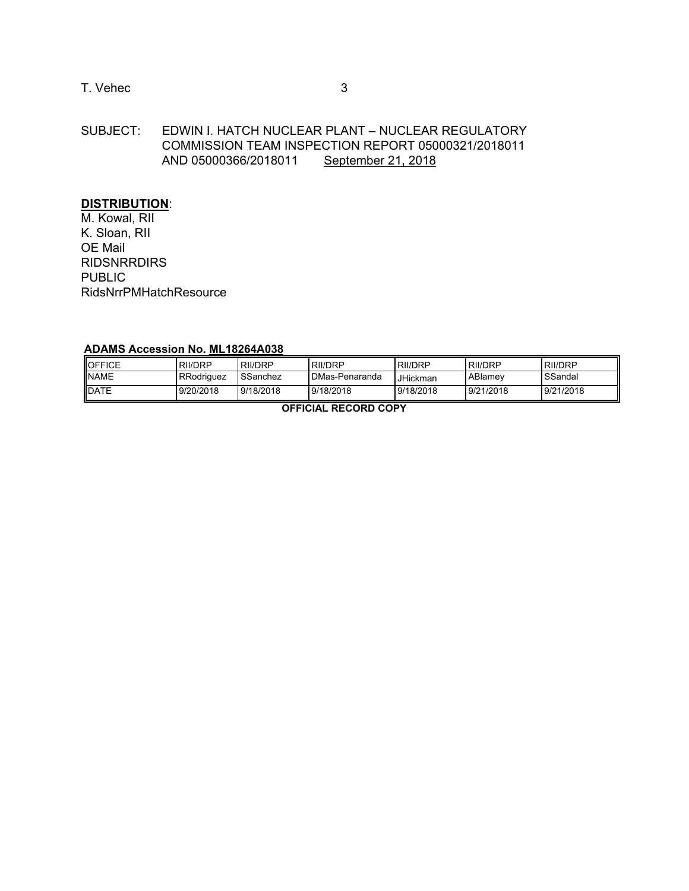SUBJECT: EDWIN I. HATCH NUCLEAR PLANT – NUCLEAR REGULATORY COMMISSION TEAM INSPECTION REPORT 05000321/2018011 AND 05000366/2018011 September 21, 2018

**DISTRIBUTION**:
M. Kowal, RII
K. Sloan, RII
OE Mail
RIDSNRRDIRS
PUBLIC
RidsNrrPMHatchResource

**ADAMS Accession No. ML18264A038**

| OFFICE | RII/DRP | RII/DRP | RII/DRP | RII/DRP | RII/DRP | RII/DRP |
|---|---|---|---|---|---|---|
| NAME | RRodriguez | SSanchez | DMas-Penaranda | JHickman | ABlamey | SSandal |
| DATE | 9/20/2018 | 9/18/2018 | 9/18/2018 | 9/18/2018 | 9/21/2018 | 9/21/2018 |

**OFFICIAL RECORD COPY**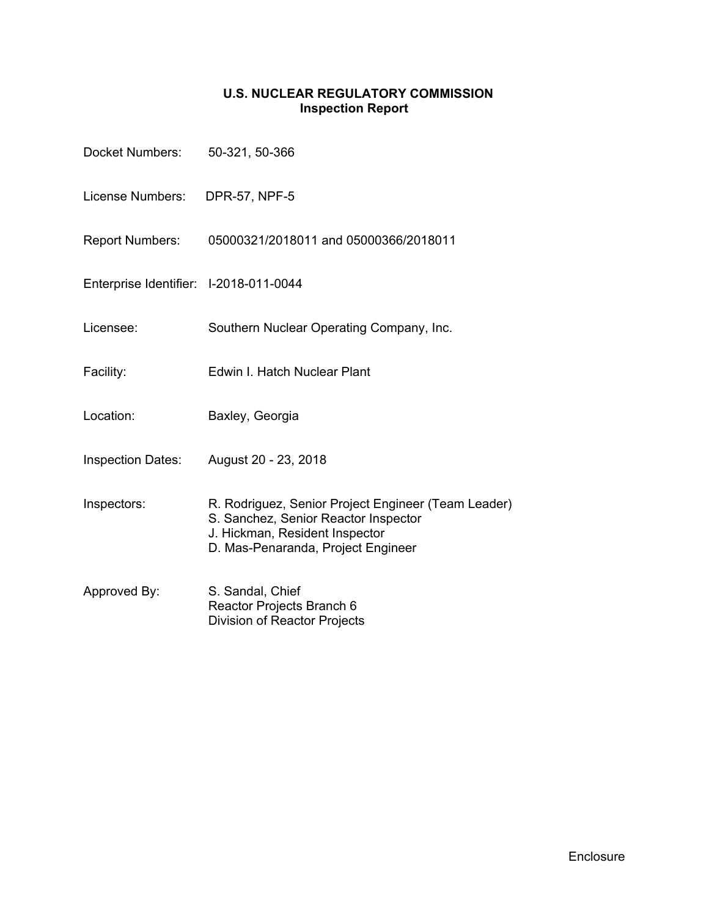**U.S. NUCLEAR REGULATORY COMMISSION**
**Inspection Report**

Docket Numbers: 50-321, 50-366

License Numbers: DPR-57, NPF-5

Report Numbers: 05000321/2018011 and 05000366/2018011

Enterprise Identifier: I-2018-011-0044

Licensee: Southern Nuclear Operating Company, Inc.

Facility: Edwin I. Hatch Nuclear Plant

Location: Baxley, Georgia

Inspection Dates: August 20 - 23, 2018

Inspectors: R. Rodriguez, Senior Project Engineer (Team Leader)
S. Sanchez, Senior Reactor Inspector
J. Hickman, Resident Inspector
D. Mas-Penaranda, Project Engineer

Approved By: S. Sandal, Chief
Reactor Projects Branch 6
Division of Reactor Projects

Enclosure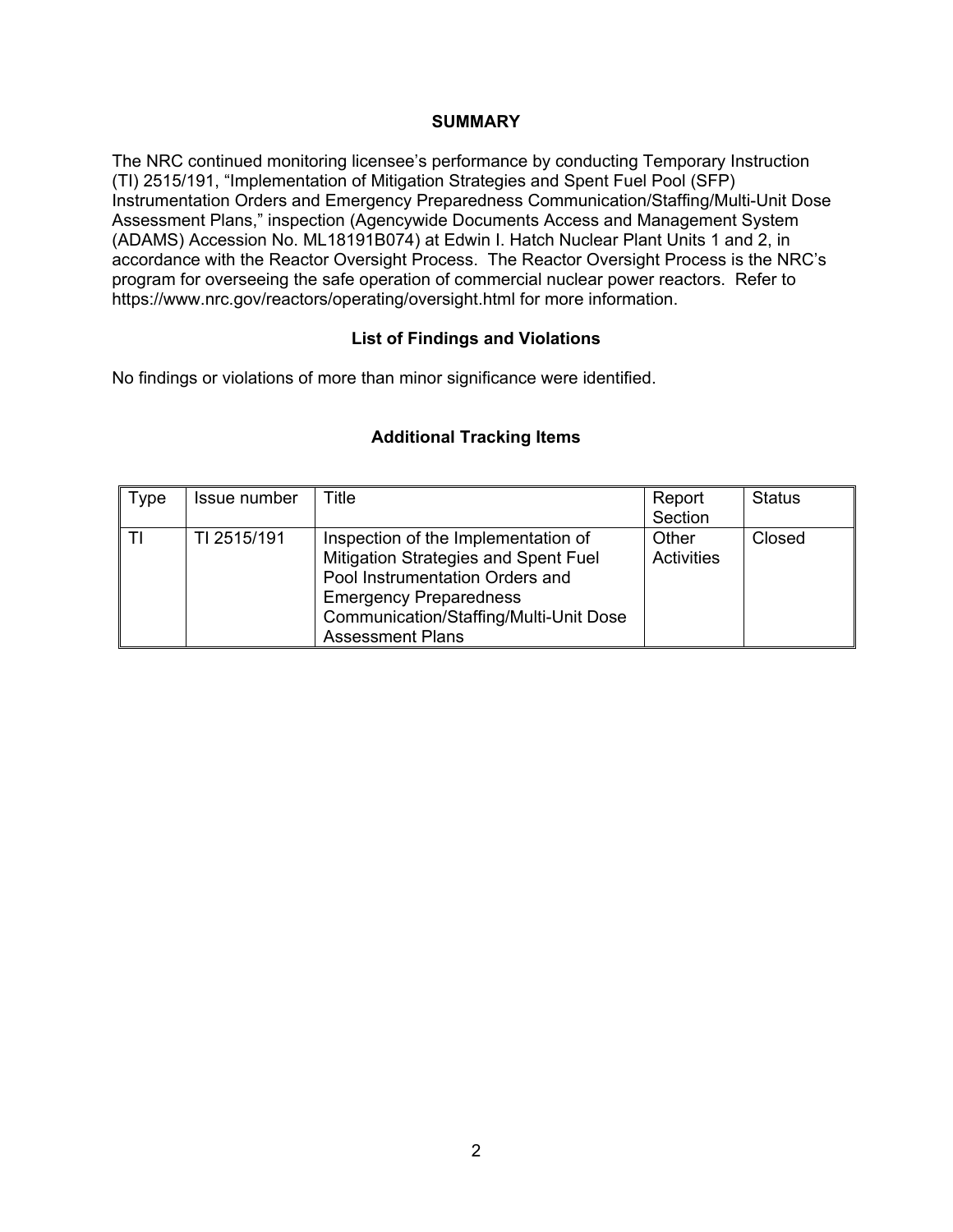## SUMMARY

The NRC continued monitoring licensee's performance by conducting Temporary Instruction (TI) 2515/191, "Implementation of Mitigation Strategies and Spent Fuel Pool (SFP) Instrumentation Orders and Emergency Preparedness Communication/Staffing/Multi-Unit Dose Assessment Plans," inspection (Agencywide Documents Access and Management System (ADAMS) Accession No. ML18191B074) at Edwin I. Hatch Nuclear Plant Units 1 and 2, in accordance with the Reactor Oversight Process. The Reactor Oversight Process is the NRC's program for overseeing the safe operation of commercial nuclear power reactors. Refer to https://www.nrc.gov/reactors/operating/oversight.html for more information.

### List of Findings and Violations

No findings or violations of more than minor significance were identified.

### Additional Tracking Items

| Type | Issue number | Title | Report Section | Status |
|---|---|---|---|---|
| TI | TI 2515/191 | Inspection of the Implementation of Mitigation Strategies and Spent Fuel Pool Instrumentation Orders and Emergency Preparedness Communication/Staffing/Multi-Unit Dose Assessment Plans | Other Activities | Closed |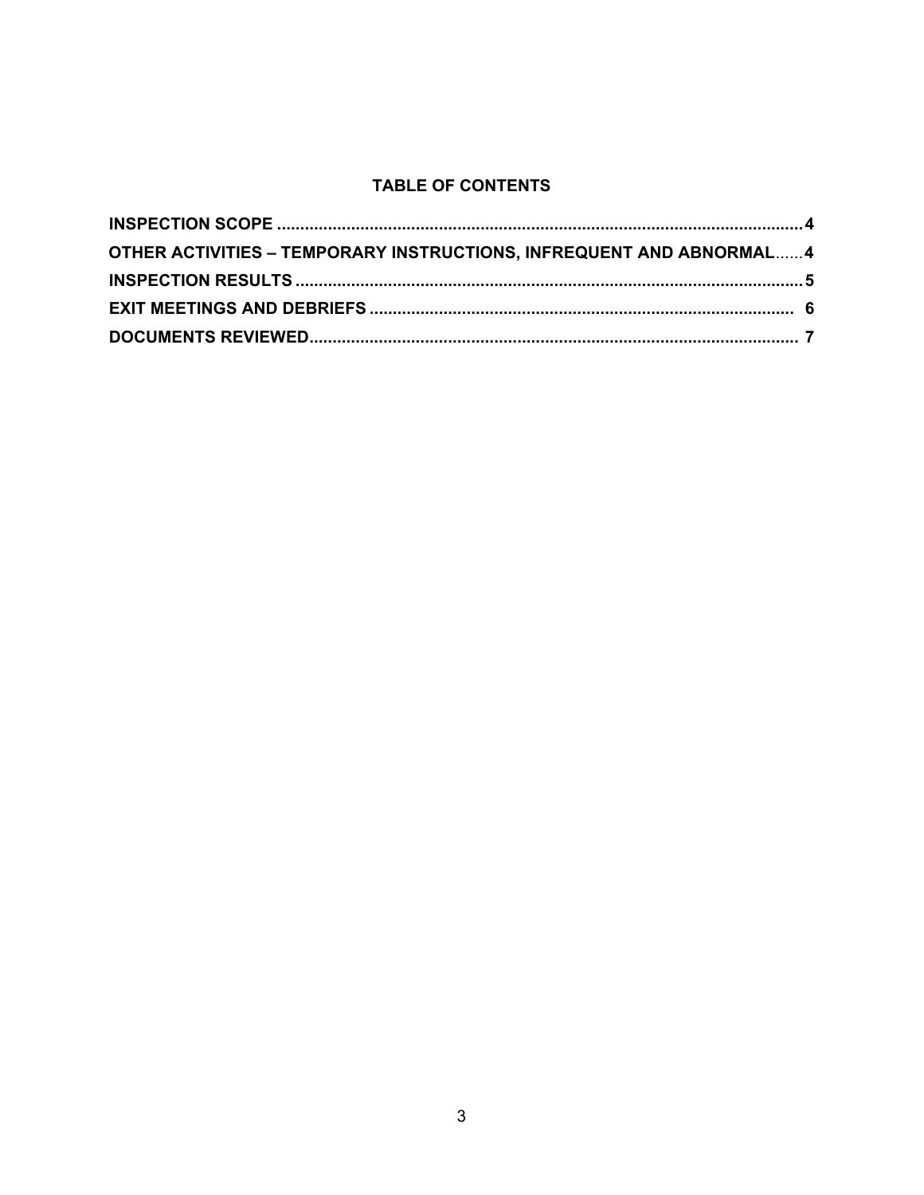## TABLE OF CONTENTS

| | |
|---|---|
| **INSPECTION SCOPE** | **4** |
| **OTHER ACTIVITIES – TEMPORARY INSTRUCTIONS, INFREQUENT AND ABNORMAL** | **4** |
| **INSPECTION RESULTS** | **5** |
| **EXIT MEETINGS AND DEBRIEFS** | **6** |
| **DOCUMENTS REVIEWED** | **7** |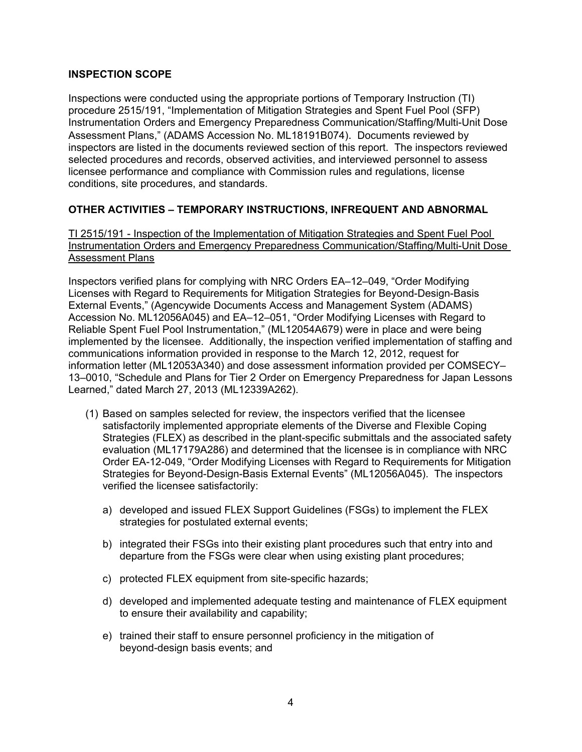**INSPECTION SCOPE**

Inspections were conducted using the appropriate portions of Temporary Instruction (TI) procedure 2515/191, "Implementation of Mitigation Strategies and Spent Fuel Pool (SFP) Instrumentation Orders and Emergency Preparedness Communication/Staffing/Multi-Unit Dose Assessment Plans," (ADAMS Accession No. ML18191B074). Documents reviewed by inspectors are listed in the documents reviewed section of this report. The inspectors reviewed selected procedures and records, observed activities, and interviewed personnel to assess licensee performance and compliance with Commission rules and regulations, license conditions, site procedures, and standards.

**OTHER ACTIVITIES – TEMPORARY INSTRUCTIONS, INFREQUENT AND ABNORMAL**

TI 2515/191 - Inspection of the Implementation of Mitigation Strategies and Spent Fuel Pool Instrumentation Orders and Emergency Preparedness Communication/Staffing/Multi-Unit Dose Assessment Plans

Inspectors verified plans for complying with NRC Orders EA–12–049, "Order Modifying Licenses with Regard to Requirements for Mitigation Strategies for Beyond-Design-Basis External Events," (Agencywide Documents Access and Management System (ADAMS) Accession No. ML12056A045) and EA–12–051, "Order Modifying Licenses with Regard to Reliable Spent Fuel Pool Instrumentation," (ML12054A679) were in place and were being implemented by the licensee. Additionally, the inspection verified implementation of staffing and communications information provided in response to the March 12, 2012, request for information letter (ML12053A340) and dose assessment information provided per COMSECY–13–0010, "Schedule and Plans for Tier 2 Order on Emergency Preparedness for Japan Lessons Learned," dated March 27, 2013 (ML12339A262).

(1) Based on samples selected for review, the inspectors verified that the licensee satisfactorily implemented appropriate elements of the Diverse and Flexible Coping Strategies (FLEX) as described in the plant-specific submittals and the associated safety evaluation (ML17179A286) and determined that the licensee is in compliance with NRC Order EA-12-049, "Order Modifying Licenses with Regard to Requirements for Mitigation Strategies for Beyond-Design-Basis External Events" (ML12056A045). The inspectors verified the licensee satisfactorily:

   a) developed and issued FLEX Support Guidelines (FSGs) to implement the FLEX strategies for postulated external events;

   b) integrated their FSGs into their existing plant procedures such that entry into and departure from the FSGs were clear when using existing plant procedures;

   c) protected FLEX equipment from site-specific hazards;

   d) developed and implemented adequate testing and maintenance of FLEX equipment to ensure their availability and capability;

   e) trained their staff to ensure personnel proficiency in the mitigation of beyond-design basis events; and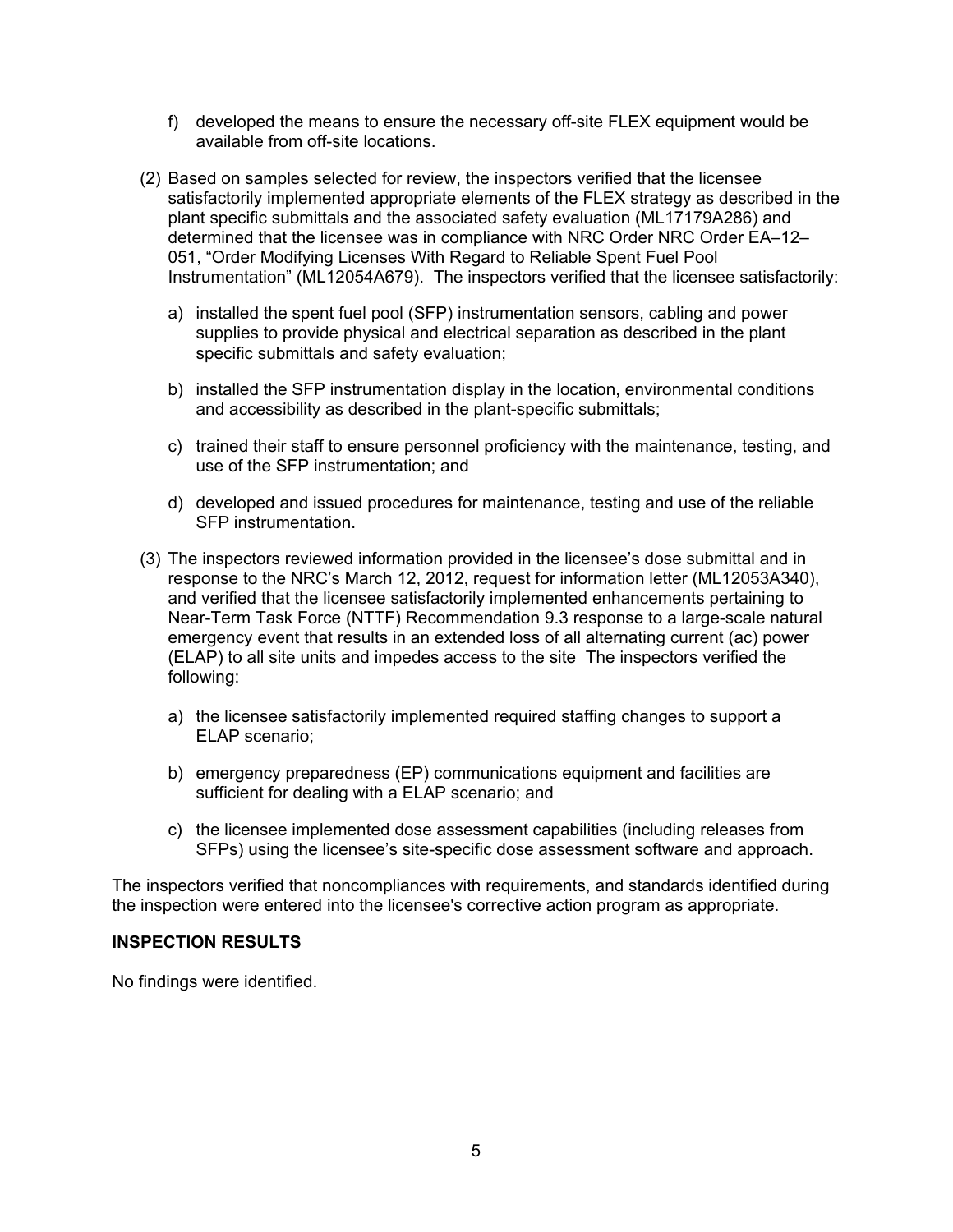f) developed the means to ensure the necessary off-site FLEX equipment would be available from off-site locations.

(2) Based on samples selected for review, the inspectors verified that the licensee satisfactorily implemented appropriate elements of the FLEX strategy as described in the plant specific submittals and the associated safety evaluation (ML17179A286) and determined that the licensee was in compliance with NRC Order NRC Order EA–12–051, “Order Modifying Licenses With Regard to Reliable Spent Fuel Pool Instrumentation” (ML12054A679). The inspectors verified that the licensee satisfactorily:

a) installed the spent fuel pool (SFP) instrumentation sensors, cabling and power supplies to provide physical and electrical separation as described in the plant specific submittals and safety evaluation;

b) installed the SFP instrumentation display in the location, environmental conditions and accessibility as described in the plant-specific submittals;

c) trained their staff to ensure personnel proficiency with the maintenance, testing, and use of the SFP instrumentation; and

d) developed and issued procedures for maintenance, testing and use of the reliable SFP instrumentation.

(3) The inspectors reviewed information provided in the licensee’s dose submittal and in response to the NRC’s March 12, 2012, request for information letter (ML12053A340), and verified that the licensee satisfactorily implemented enhancements pertaining to Near-Term Task Force (NTTF) Recommendation 9.3 response to a large-scale natural emergency event that results in an extended loss of all alternating current (ac) power (ELAP) to all site units and impedes access to the site The inspectors verified the following:

a) the licensee satisfactorily implemented required staffing changes to support a ELAP scenario;

b) emergency preparedness (EP) communications equipment and facilities are sufficient for dealing with a ELAP scenario; and

c) the licensee implemented dose assessment capabilities (including releases from SFPs) using the licensee’s site-specific dose assessment software and approach.

The inspectors verified that noncompliances with requirements, and standards identified during the inspection were entered into the licensee's corrective action program as appropriate.

**INSPECTION RESULTS**

No findings were identified.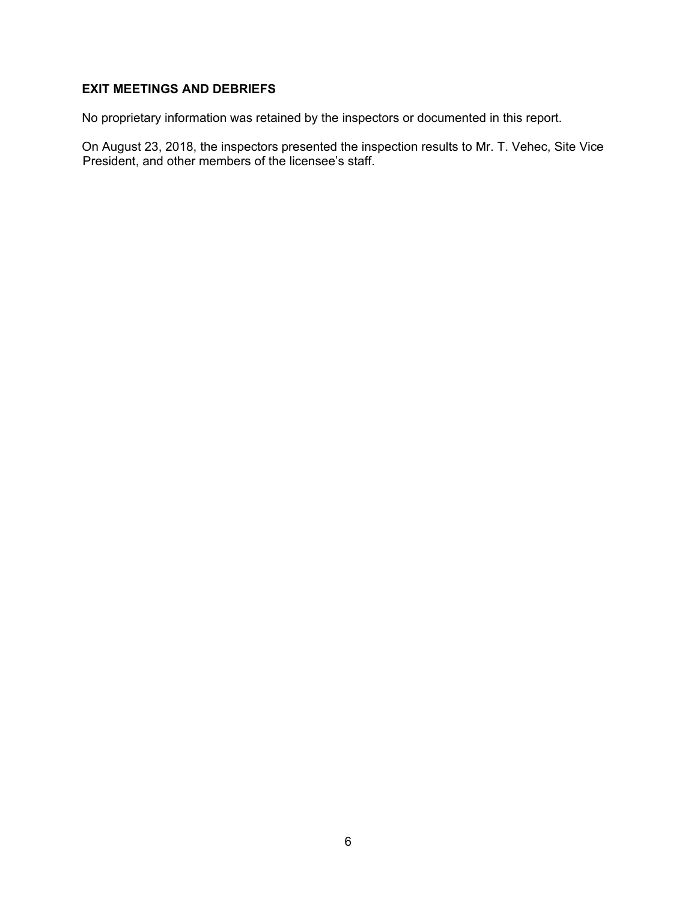## EXIT MEETINGS AND DEBRIEFS

No proprietary information was retained by the inspectors or documented in this report.

On August 23, 2018, the inspectors presented the inspection results to Mr. T. Vehec, Site Vice President, and other members of the licensee's staff.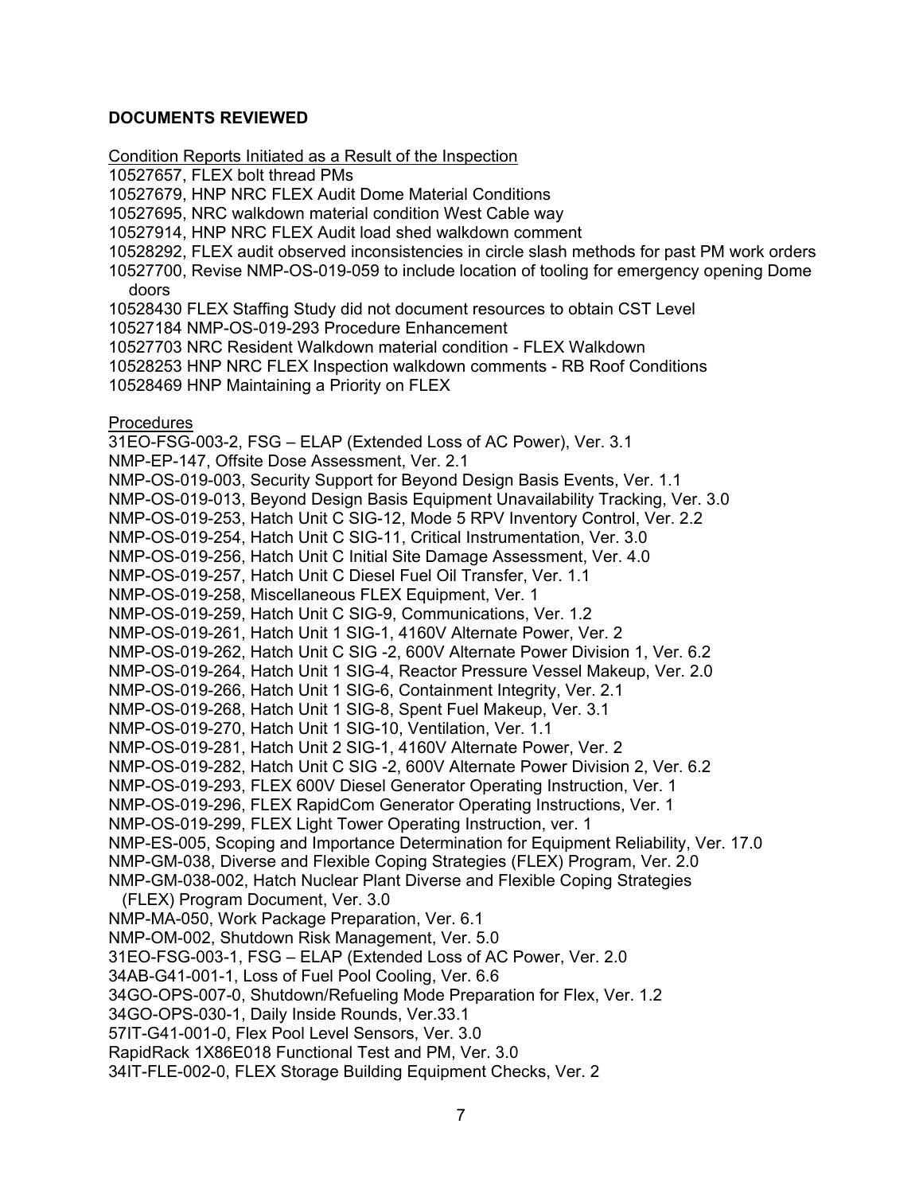**DOCUMENTS REVIEWED**

Condition Reports Initiated as a Result of the Inspection

10527657, FLEX bolt thread PMs
10527679, HNP NRC FLEX Audit Dome Material Conditions
10527695, NRC walkdown material condition West Cable way
10527914, HNP NRC FLEX Audit load shed walkdown comment
10528292, FLEX audit observed inconsistencies in circle slash methods for past PM work orders
10527700, Revise NMP-OS-019-059 to include location of tooling for emergency opening Dome doors
10528430 FLEX Staffing Study did not document resources to obtain CST Level
10527184 NMP-OS-019-293 Procedure Enhancement
10527703 NRC Resident Walkdown material condition - FLEX Walkdown
10528253 HNP NRC FLEX Inspection walkdown comments - RB Roof Conditions
10528469 HNP Maintaining a Priority on FLEX

Procedures

31EO-FSG-003-2, FSG – ELAP (Extended Loss of AC Power), Ver. 3.1
NMP-EP-147, Offsite Dose Assessment, Ver. 2.1
NMP-OS-019-003, Security Support for Beyond Design Basis Events, Ver. 1.1
NMP-OS-019-013, Beyond Design Basis Equipment Unavailability Tracking, Ver. 3.0
NMP-OS-019-253, Hatch Unit C SIG-12, Mode 5 RPV Inventory Control, Ver. 2.2
NMP-OS-019-254, Hatch Unit C SIG-11, Critical Instrumentation, Ver. 3.0
NMP-OS-019-256, Hatch Unit C Initial Site Damage Assessment, Ver. 4.0
NMP-OS-019-257, Hatch Unit C Diesel Fuel Oil Transfer, Ver. 1.1
NMP-OS-019-258, Miscellaneous FLEX Equipment, Ver. 1
NMP-OS-019-259, Hatch Unit C SIG-9, Communications, Ver. 1.2
NMP-OS-019-261, Hatch Unit 1 SIG-1, 4160V Alternate Power, Ver. 2
NMP-OS-019-262, Hatch Unit C SIG -2, 600V Alternate Power Division 1, Ver. 6.2
NMP-OS-019-264, Hatch Unit 1 SIG-4, Reactor Pressure Vessel Makeup, Ver. 2.0
NMP-OS-019-266, Hatch Unit 1 SIG-6, Containment Integrity, Ver. 2.1
NMP-OS-019-268, Hatch Unit 1 SIG-8, Spent Fuel Makeup, Ver. 3.1
NMP-OS-019-270, Hatch Unit 1 SIG-10, Ventilation, Ver. 1.1
NMP-OS-019-281, Hatch Unit 2 SIG-1, 4160V Alternate Power, Ver. 2
NMP-OS-019-282, Hatch Unit C SIG -2, 600V Alternate Power Division 2, Ver. 6.2
NMP-OS-019-293, FLEX 600V Diesel Generator Operating Instruction, Ver. 1
NMP-OS-019-296, FLEX RapidCom Generator Operating Instructions, Ver. 1
NMP-OS-019-299, FLEX Light Tower Operating Instruction, ver. 1
NMP-ES-005, Scoping and Importance Determination for Equipment Reliability, Ver. 17.0
NMP-GM-038, Diverse and Flexible Coping Strategies (FLEX) Program, Ver. 2.0
NMP-GM-038-002, Hatch Nuclear Plant Diverse and Flexible Coping Strategies (FLEX) Program Document, Ver. 3.0
NMP-MA-050, Work Package Preparation, Ver. 6.1
NMP-OM-002, Shutdown Risk Management, Ver. 5.0
31EO-FSG-003-1, FSG – ELAP (Extended Loss of AC Power, Ver. 2.0
34AB-G41-001-1, Loss of Fuel Pool Cooling, Ver. 6.6
34GO-OPS-007-0, Shutdown/Refueling Mode Preparation for Flex, Ver. 1.2
34GO-OPS-030-1, Daily Inside Rounds, Ver.33.1
57IT-G41-001-0, Flex Pool Level Sensors, Ver. 3.0
RapidRack 1X86E018 Functional Test and PM, Ver. 3.0
34IT-FLE-002-0, FLEX Storage Building Equipment Checks, Ver. 2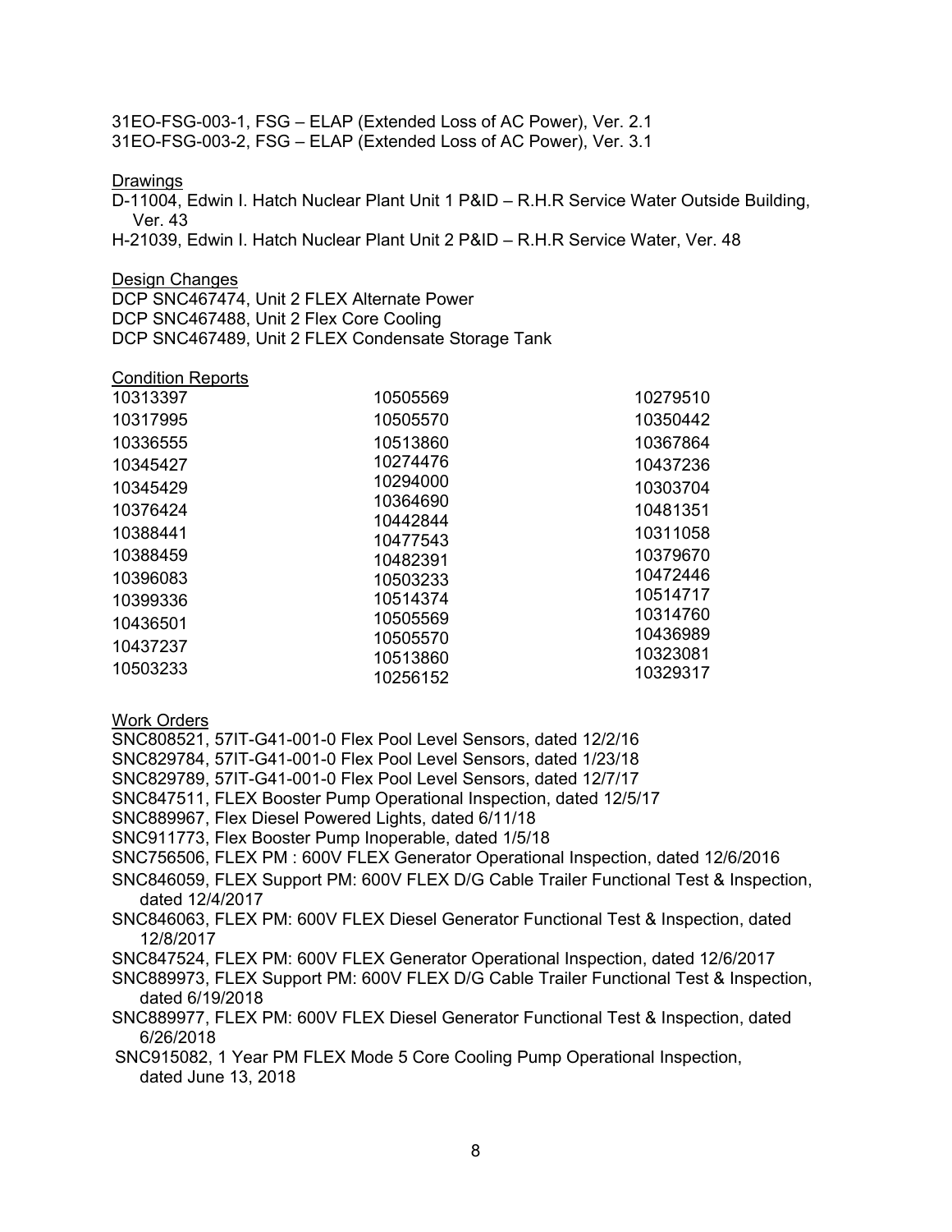31EO-FSG-003-1, FSG – ELAP (Extended Loss of AC Power), Ver. 2.1
31EO-FSG-003-2, FSG – ELAP (Extended Loss of AC Power), Ver. 3.1

Drawings

D-11004, Edwin I. Hatch Nuclear Plant Unit 1 P&ID – R.H.R Service Water Outside Building, Ver. 43
H-21039, Edwin I. Hatch Nuclear Plant Unit 2 P&ID – R.H.R Service Water, Ver. 48

Design Changes

DCP SNC467474, Unit 2 FLEX Alternate Power
DCP SNC467488, Unit 2 Flex Core Cooling
DCP SNC467489, Unit 2 FLEX Condensate Storage Tank

Condition Reports

| | | |
|---|---|---|
| 10313397 | 10505569 | 10279510 |
| 10317995 | 10505570 | 10350442 |
| 10336555 | 10513860 | 10367864 |
| 10345427 | 10274476 | 10437236 |
| 10345429 | 10294000 | 10303704 |
| 10376424 | 10364690 | 10481351 |
| 10388441 | 10442844 | 10311058 |
| 10388459 | 10477543 | 10379670 |
| 10396083 | 10482391 | 10472446 |
| 10399336 | 10503233 | 10514717 |
| 10436501 | 10514374 | 10314760 |
| 10437237 | 10505569 | 10436989 |
| 10503233 | 10505570 | 10323081 |
| | 10513860 | 10329317 |
| | 10256152 | |

Work Orders

SNC808521, 57IT-G41-001-0 Flex Pool Level Sensors, dated 12/2/16
SNC829784, 57IT-G41-001-0 Flex Pool Level Sensors, dated 1/23/18
SNC829789, 57IT-G41-001-0 Flex Pool Level Sensors, dated 12/7/17
SNC847511, FLEX Booster Pump Operational Inspection, dated 12/5/17
SNC889967, Flex Diesel Powered Lights, dated 6/11/18
SNC911773, Flex Booster Pump Inoperable, dated 1/5/18
SNC756506, FLEX PM : 600V FLEX Generator Operational Inspection, dated 12/6/2016
SNC846059, FLEX Support PM: 600V FLEX D/G Cable Trailer Functional Test & Inspection, dated 12/4/2017
SNC846063, FLEX PM: 600V FLEX Diesel Generator Functional Test & Inspection, dated 12/8/2017
SNC847524, FLEX PM: 600V FLEX Generator Operational Inspection, dated 12/6/2017
SNC889973, FLEX Support PM: 600V FLEX D/G Cable Trailer Functional Test & Inspection, dated 6/19/2018
SNC889977, FLEX PM: 600V FLEX Diesel Generator Functional Test & Inspection, dated 6/26/2018
SNC915082, 1 Year PM FLEX Mode 5 Core Cooling Pump Operational Inspection, dated June 13, 2018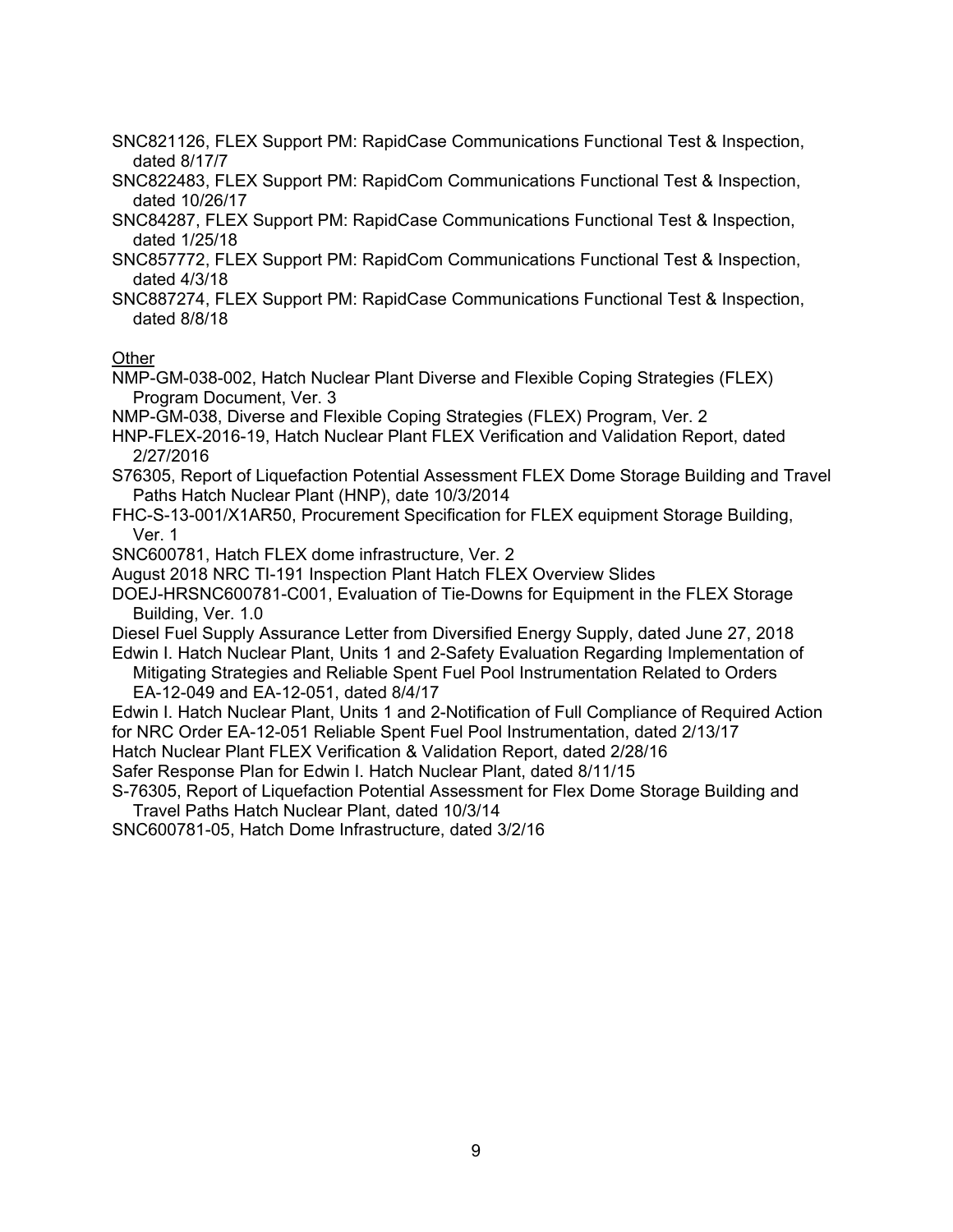SNC821126, FLEX Support PM: RapidCase Communications Functional Test & Inspection, dated 8/17/7

SNC822483, FLEX Support PM: RapidCom Communications Functional Test & Inspection, dated 10/26/17

SNC84287, FLEX Support PM: RapidCase Communications Functional Test & Inspection, dated 1/25/18

SNC857772, FLEX Support PM: RapidCom Communications Functional Test & Inspection, dated 4/3/18

SNC887274, FLEX Support PM: RapidCase Communications Functional Test & Inspection, dated 8/8/18

<u>Other</u>

NMP-GM-038-002, Hatch Nuclear Plant Diverse and Flexible Coping Strategies (FLEX) Program Document, Ver. 3

NMP-GM-038, Diverse and Flexible Coping Strategies (FLEX) Program, Ver. 2

HNP-FLEX-2016-19, Hatch Nuclear Plant FLEX Verification and Validation Report, dated 2/27/2016

S76305, Report of Liquefaction Potential Assessment FLEX Dome Storage Building and Travel Paths Hatch Nuclear Plant (HNP), date 10/3/2014

FHC-S-13-001/X1AR50, Procurement Specification for FLEX equipment Storage Building, Ver. 1

SNC600781, Hatch FLEX dome infrastructure, Ver. 2

August 2018 NRC TI-191 Inspection Plant Hatch FLEX Overview Slides

DOEJ-HRSNC600781-C001, Evaluation of Tie-Downs for Equipment in the FLEX Storage Building, Ver. 1.0

Diesel Fuel Supply Assurance Letter from Diversified Energy Supply, dated June 27, 2018

Edwin I. Hatch Nuclear Plant, Units 1 and 2-Safety Evaluation Regarding Implementation of Mitigating Strategies and Reliable Spent Fuel Pool Instrumentation Related to Orders EA-12-049 and EA-12-051, dated 8/4/17

Edwin I. Hatch Nuclear Plant, Units 1 and 2-Notification of Full Compliance of Required Action for NRC Order EA-12-051 Reliable Spent Fuel Pool Instrumentation, dated 2/13/17

Hatch Nuclear Plant FLEX Verification & Validation Report, dated 2/28/16

Safer Response Plan for Edwin I. Hatch Nuclear Plant, dated 8/11/15

S-76305, Report of Liquefaction Potential Assessment for Flex Dome Storage Building and Travel Paths Hatch Nuclear Plant, dated 10/3/14

SNC600781-05, Hatch Dome Infrastructure, dated 3/2/16